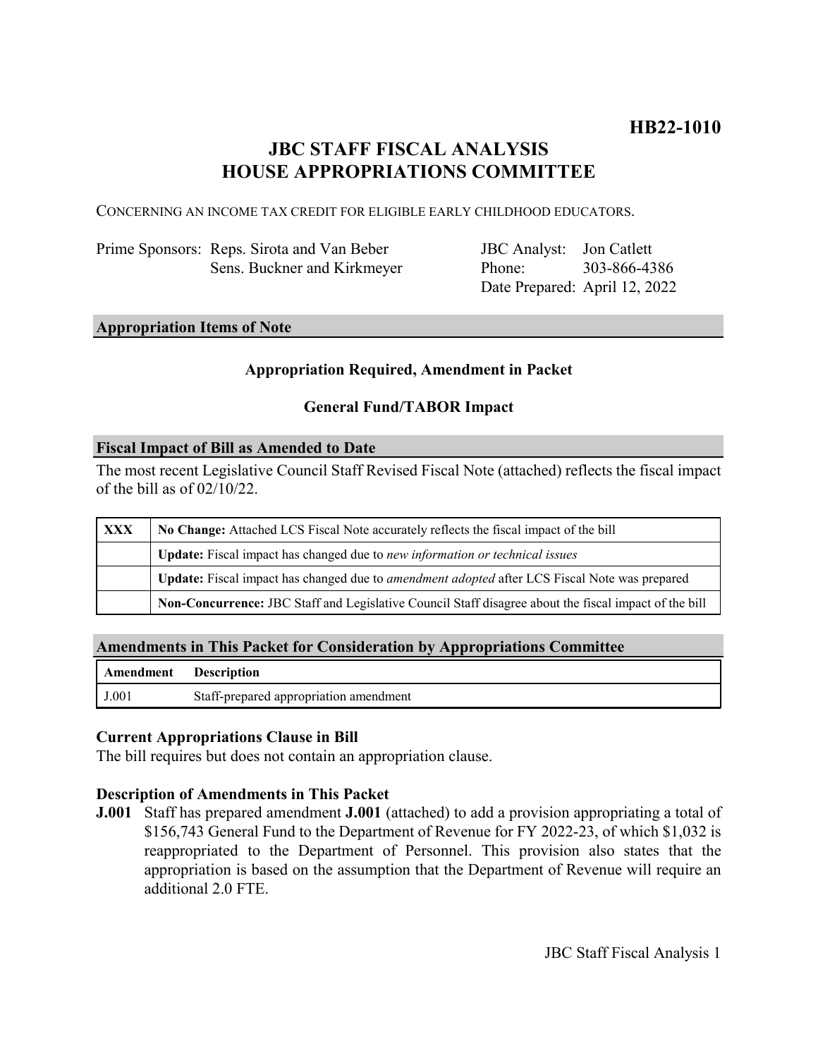**HB22-1010**

# JBC STAFF FISCAL ANALYSIS HOUSE APPROPRIATIONS COMMITTEE

CONCERNING AN INCOME TAX CREDIT FOR ELIGIBLE EARLY CHILDHOOD EDUCATORS.

| | | | |
|---|---|---|---|
| Prime Sponsors: | Reps. Sirota and Van Beber | JBC Analyst: | Jon Catlett |
| | Sens. Buckner and Kirkmeyer | Phone: | 303-866-4386 |
| | | Date Prepared: | April 12, 2022 |

## Appropriation Items of Note

**Appropriation Required, Amendment in Packet**

**General Fund/TABOR Impact**

## Fiscal Impact of Bill as Amended to Date

The most recent Legislative Council Staff Revised Fiscal Note (attached) reflects the fiscal impact of the bill as of 02/10/22.

| | |
|---|---|
| **XXX** | **No Change:** Attached LCS Fiscal Note accurately reflects the fiscal impact of the bill |
| | **Update:** Fiscal impact has changed due to *new information or technical issues* |
| | **Update:** Fiscal impact has changed due to *amendment adopted* after LCS Fiscal Note was prepared |
| | **Non-Concurrence:** JBC Staff and Legislative Council Staff disagree about the fiscal impact of the bill |

## Amendments in This Packet for Consideration by Appropriations Committee

| Amendment | Description |
|---|---|
| J.001 | Staff-prepared appropriation amendment |

### Current Appropriations Clause in Bill

The bill requires but does not contain an appropriation clause.

### Description of Amendments in This Packet

**J.001** Staff has prepared amendment **J.001** (attached) to add a provision appropriating a total of $156,743 General Fund to the Department of Revenue for FY 2022-23, of which $1,032 is reappropriated to the Department of Personnel. This provision also states that the appropriation is based on the assumption that the Department of Revenue will require an additional 2.0 FTE.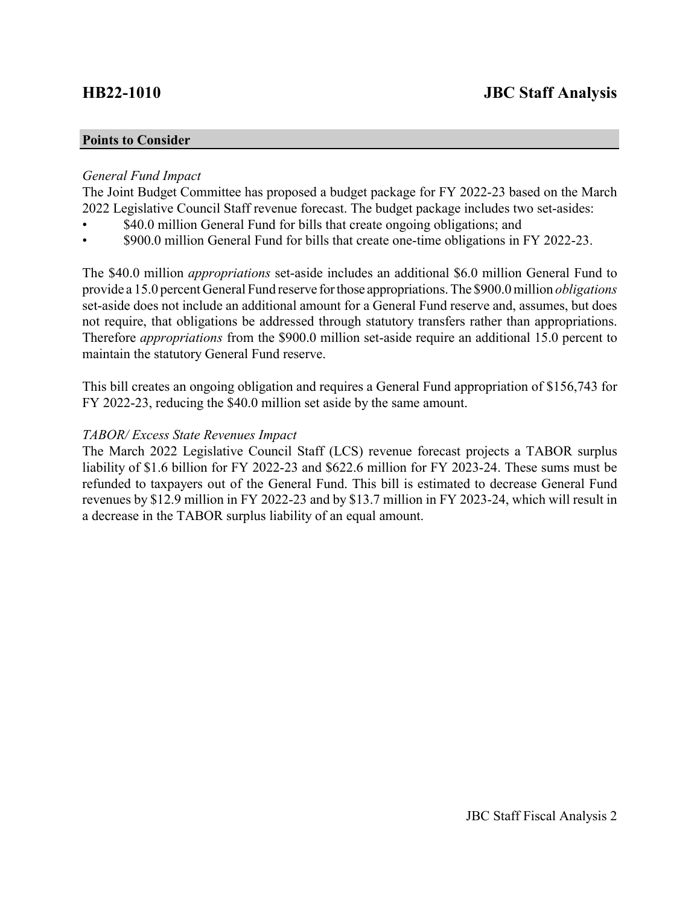## Points to Consider

*General Fund Impact*

The Joint Budget Committee has proposed a budget package for FY 2022-23 based on the March 2022 Legislative Council Staff revenue forecast. The budget package includes two set-asides:

- $40.0 million General Fund for bills that create ongoing obligations; and
- $900.0 million General Fund for bills that create one-time obligations in FY 2022-23.

The $40.0 million *appropriations* set-aside includes an additional $6.0 million General Fund to provide a 15.0 percent General Fund reserve for those appropriations. The $900.0 million *obligations* set-aside does not include an additional amount for a General Fund reserve and, assumes, but does not require, that obligations be addressed through statutory transfers rather than appropriations. Therefore *appropriations* from the $900.0 million set-aside require an additional 15.0 percent to maintain the statutory General Fund reserve.

This bill creates an ongoing obligation and requires a General Fund appropriation of $156,743 for FY 2022-23, reducing the $40.0 million set aside by the same amount.

*TABOR/ Excess State Revenues Impact*

The March 2022 Legislative Council Staff (LCS) revenue forecast projects a TABOR surplus liability of $1.6 billion for FY 2022-23 and $622.6 million for FY 2023-24. These sums must be refunded to taxpayers out of the General Fund. This bill is estimated to decrease General Fund revenues by $12.9 million in FY 2022-23 and by $13.7 million in FY 2023-24, which will result in a decrease in the TABOR surplus liability of an equal amount.